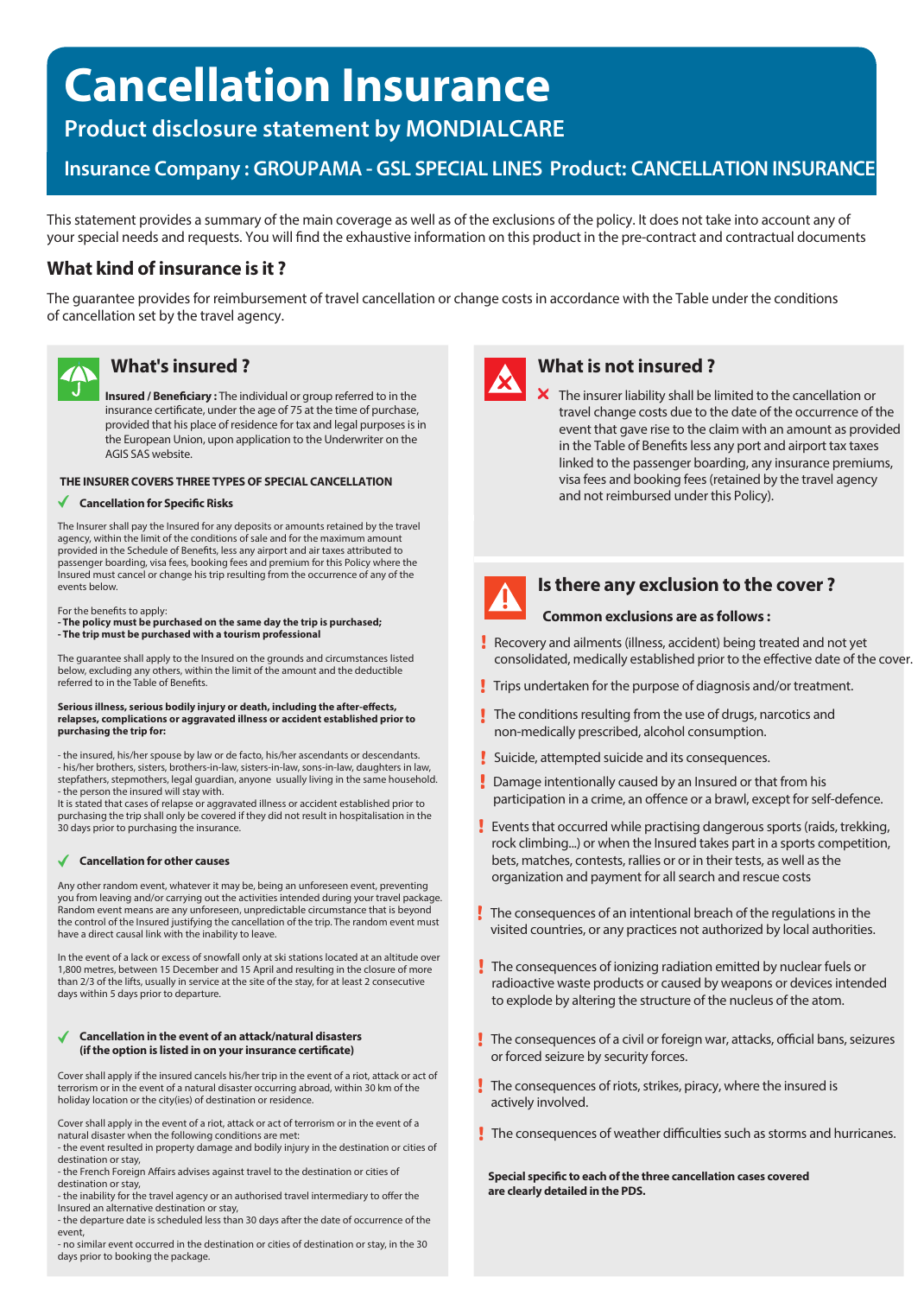# Cancellation Insurance

## Product disclosure statement by MONDIALCARE

### Insurance Company : GROUPAMA - GSL SPECIAL LINES Product: CANCELLATION INSURANCE

This statement provides a summary of the main coverage as well as of the exclusions of the policy. It does not take into account any of your special needs and requests. You will find the exhaustive information on this product in the pre-contract and contractual documents

## What kind of insurance is it ?

The guarantee provides for reimbursement of travel cancellation or change costs in accordance with the Table under the conditions of cancellation set by the travel agency.

## What's insured ?

**Insured / Beneficiary :** The individual or group referred to in the insurance certificate, under the age of 75 at the time of purchase, provided that his place of residence for tax and legal purposes is in the European Union, upon application to the Underwriter on the AGIS SAS website.

**THE INSURER COVERS THREE TYPES OF SPECIAL CANCELLATION**

✓ **Cancellation for Specific Risks**

The Insurer shall pay the Insured for any deposits or amounts retained by the travel agency, within the limit of the conditions of sale and for the maximum amount provided in the Schedule of Benefits, less any airport and air taxes attributed to passenger boarding, visa fees, booking fees and premium for this Policy where the Insured must cancel or change his trip resulting from the occurrence of any of the events below.

For the benefits to apply:
**- The policy must be purchased on the same day the trip is purchased;**
**- The trip must be purchased with a tourism professional**

The guarantee shall apply to the Insured on the grounds and circumstances listed below, excluding any others, within the limit of the amount and the deductible referred to in the Table of Benefits.

**Serious illness, serious bodily injury or death, including the after-effects, relapses, complications or aggravated illness or accident established prior to purchasing the trip for:**

- the insured, his/her spouse by law or de facto, his/her ascendants or descendants.
- his/her brothers, sisters, brothers-in-law, sisters-in-law, sons-in-law, daughters in law, stepfathers, stepmothers, legal guardian, anyone usually living in the same household.
- the person the insured will stay with.

It is stated that cases of relapse or aggravated illness or accident established prior to purchasing the trip shall only be covered if they did not result in hospitalisation in the 30 days prior to purchasing the insurance.

✓ **Cancellation for other causes**

Any other random event, whatever it may be, being an unforeseen event, preventing you from leaving and/or carrying out the activities intended during your travel package. Random event means are any unforeseen, unpredictable circumstance that is beyond the control of the Insured justifying the cancellation of the trip. The random event must have a direct causal link with the inability to leave.

In the event of a lack or excess of snowfall only at ski stations located at an altitude over 1,800 metres, between 15 December and 15 April and resulting in the closure of more than 2/3 of the lifts, usually in service at the site of the stay, for at least 2 consecutive days within 5 days prior to departure.

✓ **Cancellation in the event of an attack/natural disasters (if the option is listed in on your insurance certificate)**

Cover shall apply if the insured cancels his/her trip in the event of a riot, attack or act of terrorism or in the event of a natural disaster occurring abroad, within 30 km of the holiday location or the city(ies) of destination or residence.

Cover shall apply in the event of a riot, attack or act of terrorism or in the event of a natural disaster when the following conditions are met:
- the event resulted in property damage and bodily injury in the destination or cities of destination or stay,
- the French Foreign Affairs advises against travel to the destination or cities of destination or stay,
- the inability for the travel agency or an authorised travel intermediary to offer the Insured an alternative destination or stay,
- the departure date is scheduled less than 30 days after the date of occurrence of the event,
- no similar event occurred in the destination or cities of destination or stay, in the 30 days prior to booking the package.

## What is not insured ?

✗ The insurer liability shall be limited to the cancellation or travel change costs due to the date of the occurrence of the event that gave rise to the claim with an amount as provided in the Table of Benefits less any port and airport tax taxes linked to the passenger boarding, any insurance premiums, visa fees and booking fees (retained by the travel agency and not reimbursed under this Policy).

## Is there any exclusion to the cover ?

**Common exclusions are as follows :**

- ! Recovery and ailments (illness, accident) being treated and not yet consolidated, medically established prior to the effective date of the cover.
- ! Trips undertaken for the purpose of diagnosis and/or treatment.
- ! The conditions resulting from the use of drugs, narcotics and non-medically prescribed, alcohol consumption.
- ! Suicide, attempted suicide and its consequences.
- ! Damage intentionally caused by an Insured or that from his participation in a crime, an offence or a brawl, except for self-defence.
- ! Events that occurred while practising dangerous sports (raids, trekking, rock climbing...) or when the Insured takes part in a sports competition, bets, matches, contests, rallies or or in their tests, as well as the organization and payment for all search and rescue costs
- ! The consequences of an intentional breach of the regulations in the visited countries, or any practices not authorized by local authorities.
- ! The consequences of ionizing radiation emitted by nuclear fuels or radioactive waste products or caused by weapons or devices intended to explode by altering the structure of the nucleus of the atom.
- ! The consequences of a civil or foreign war, attacks, official bans, seizures or forced seizure by security forces.
- ! The consequences of riots, strikes, piracy, where the insured is actively involved.
- ! The consequences of weather difficulties such as storms and hurricanes.

**Special specific to each of the three cancellation cases covered are clearly detailed in the PDS.**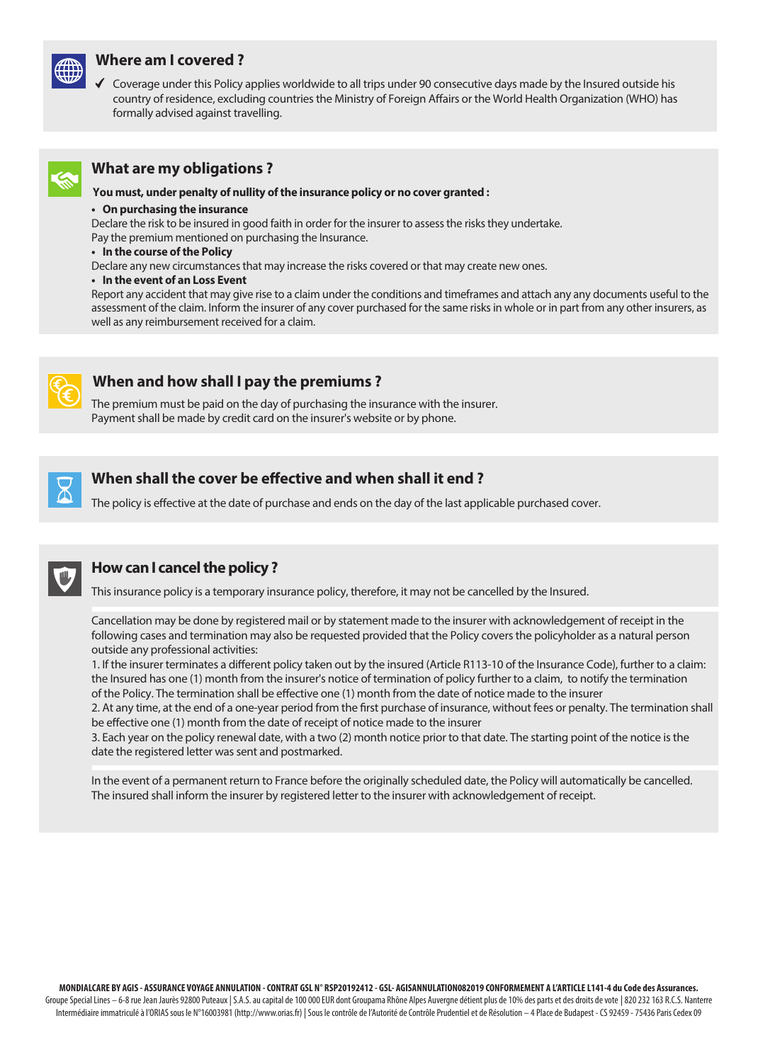## Where am I covered ?

- ✔ Coverage under this Policy applies worldwide to all trips under 90 consecutive days made by the Insured outside his country of residence, excluding countries the Ministry of Foreign Affairs or the World Health Organization (WHO) has formally advised against travelling.

## What are my obligations ?

**You must, under penalty of nullity of the insurance policy or no cover granted :**

- **On purchasing the insurance**

Declare the risk to be insured in good faith in order for the insurer to assess the risks they undertake.
Pay the premium mentioned on purchasing the Insurance.

- **In the course of the Policy**

Declare any new circumstances that may increase the risks covered or that may create new ones.

- **In the event of an Loss Event**

Report any accident that may give rise to a claim under the conditions and timeframes and attach any any documents useful to the assessment of the claim. Inform the insurer of any cover purchased for the same risks in whole or in part from any other insurers, as well as any reimbursement received for a claim.

## When and how shall I pay the premiums ?

The premium must be paid on the day of purchasing the insurance with the insurer.
Payment shall be made by credit card on the insurer's website or by phone.

## When shall the cover be effective and when shall it end ?

The policy is effective at the date of purchase and ends on the day of the last applicable purchased cover.

## How can I cancel the policy ?

This insurance policy is a temporary insurance policy, therefore, it may not be cancelled by the Insured.

Cancellation may be done by registered mail or by statement made to the insurer with acknowledgement of receipt in the following cases and termination may also be requested provided that the Policy covers the policyholder as a natural person outside any professional activities:

1. If the insurer terminates a different policy taken out by the insured (Article R113-10 of the Insurance Code), further to a claim: the Insured has one (1) month from the insurer's notice of termination of policy further to a claim, to notify the termination of the Policy. The termination shall be effective one (1) month from the date of notice made to the insurer
2. At any time, at the end of a one-year period from the first purchase of insurance, without fees or penalty. The termination shall be effective one (1) month from the date of receipt of notice made to the insurer
3. Each year on the policy renewal date, with a two (2) month notice prior to that date. The starting point of the notice is the date the registered letter was sent and postmarked.

In the event of a permanent return to France before the originally scheduled date, the Policy will automatically be cancelled. The insured shall inform the insurer by registered letter to the insurer with acknowledgement of receipt.

**MONDIALCARE BY AGIS - ASSURANCE VOYAGE ANNULATION - CONTRAT GSL N° RSP20192412 - GSL- AGISANNULATION082019 CONFORMEMENT A L'ARTICLE L141-4 du Code des Assurances.**
Groupe Special Lines – 6-8 rue Jean Jaurès 92800 Puteaux | S.A.S. au capital de 100 000 EUR dont Groupama Rhône Alpes Auvergne détient plus de 10% des parts et des droits de vote | 820 232 163 R.C.S. Nanterre
Intermédiaire immatriculé à l'ORIAS sous le N°16003981 (http://www.orias.fr) | Sous le contrôle de l'Autorité de Contrôle Prudentiel et de Résolution – 4 Place de Budapest - CS 92459 - 75436 Paris Cedex 09